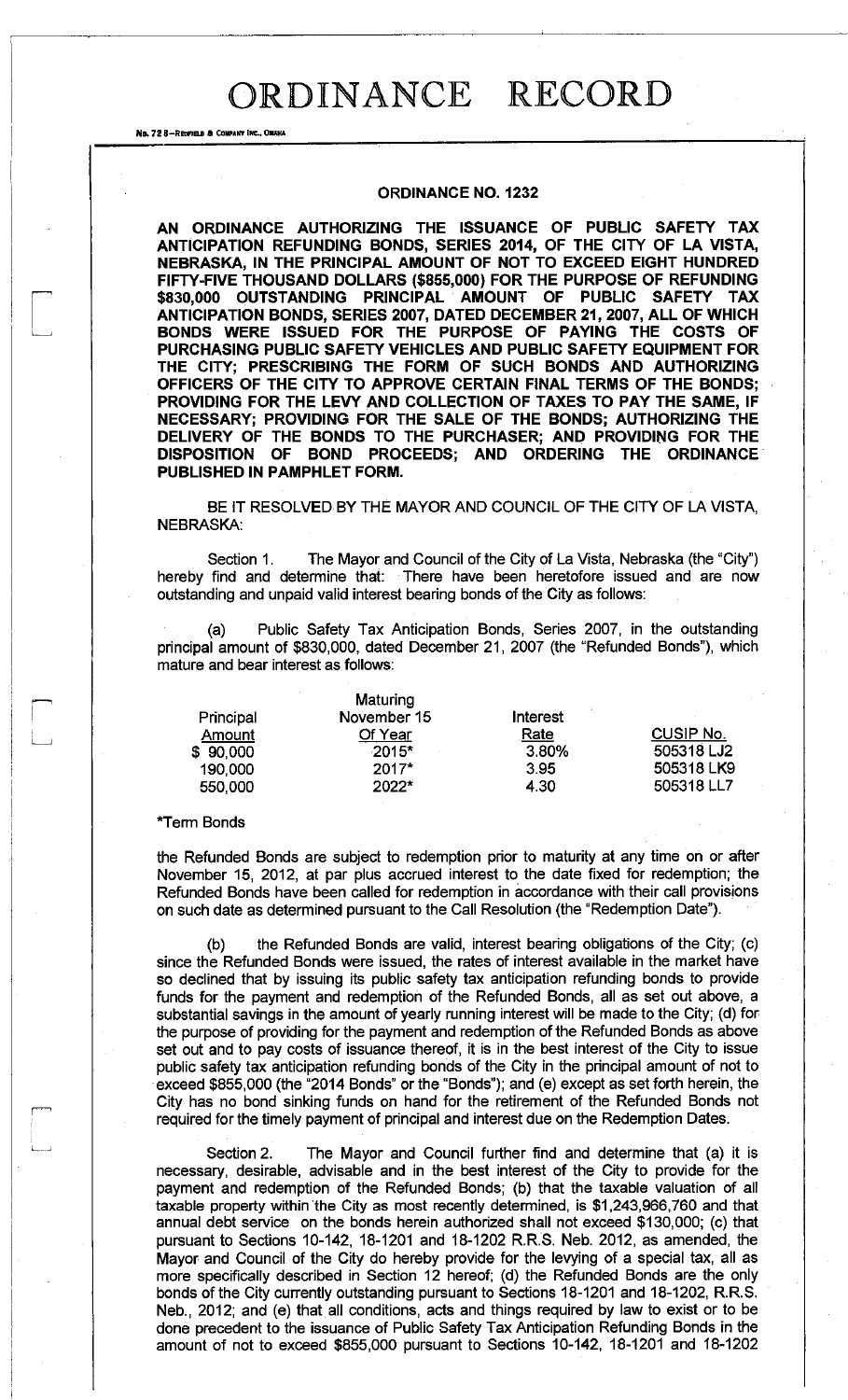# ORDINANCE RECORD

No. 72 8—REDFIELD & COMPANY INC., OMAHA

## ORDINANCE NO. 1232

**AN ORDINANCE AUTHORIZING THE ISSUANCE OF PUBLIC SAFETY TAX ANTICIPATION REFUNDING BONDS, SERIES 2014, OF THE CITY OF LA VISTA, NEBRASKA, IN THE PRINCIPAL AMOUNT OF NOT TO EXCEED EIGHT HUNDRED FIFTY-FIVE THOUSAND DOLLARS ($855,000) FOR THE PURPOSE OF REFUNDING $830,000 OUTSTANDING PRINCIPAL AMOUNT OF PUBLIC SAFETY TAX ANTICIPATION BONDS, SERIES 2007, DATED DECEMBER 21, 2007, ALL OF WHICH BONDS WERE ISSUED FOR THE PURPOSE OF PAYING THE COSTS OF PURCHASING PUBLIC SAFETY VEHICLES AND PUBLIC SAFETY EQUIPMENT FOR THE CITY; PRESCRIBING THE FORM OF SUCH BONDS AND AUTHORIZING OFFICERS OF THE CITY TO APPROVE CERTAIN FINAL TERMS OF THE BONDS; PROVIDING FOR THE LEVY AND COLLECTION OF TAXES TO PAY THE SAME, IF NECESSARY; PROVIDING FOR THE SALE OF THE BONDS; AUTHORIZING THE DELIVERY OF THE BONDS TO THE PURCHASER; AND PROVIDING FOR THE DISPOSITION OF BOND PROCEEDS; AND ORDERING THE ORDINANCE PUBLISHED IN PAMPHLET FORM.**

BE IT RESOLVED BY THE MAYOR AND COUNCIL OF THE CITY OF LA VISTA, NEBRASKA:

Section 1. The Mayor and Council of the City of La Vista, Nebraska (the "City") hereby find and determine that: There have been heretofore issued and are now outstanding and unpaid valid interest bearing bonds of the City as follows:

(a) Public Safety Tax Anticipation Bonds, Series 2007, in the outstanding principal amount of $830,000, dated December 21, 2007 (the "Refunded Bonds"), which mature and bear interest as follows:

| Principal Amount | Maturing November 15 Of Year | Interest Rate | CUSIP No. |
|---|---|---|---|
| $ 90,000 | 2015* | 3.80% | 505318 LJ2 |
| 190,000 | 2017* | 3.95 | 505318 LK9 |
| 550,000 | 2022* | 4.30 | 505318 LL7 |

*Term Bonds

the Refunded Bonds are subject to redemption prior to maturity at any time on or after November 15, 2012, at par plus accrued interest to the date fixed for redemption; the Refunded Bonds have been called for redemption in accordance with their call provisions on such date as determined pursuant to the Call Resolution (the "Redemption Date").

(b) the Refunded Bonds are valid, interest bearing obligations of the City; (c) since the Refunded Bonds were issued, the rates of interest available in the market have so declined that by issuing its public safety tax anticipation refunding bonds to provide funds for the payment and redemption of the Refunded Bonds, all as set out above, a substantial savings in the amount of yearly running interest will be made to the City; (d) for the purpose of providing for the payment and redemption of the Refunded Bonds as above set out and to pay costs of issuance thereof, it is in the best interest of the City to issue public safety tax anticipation refunding bonds of the City in the principal amount of not to exceed $855,000 (the "2014 Bonds" or the "Bonds"); and (e) except as set forth herein, the City has no bond sinking funds on hand for the retirement of the Refunded Bonds not required for the timely payment of principal and interest due on the Redemption Dates.

Section 2. The Mayor and Council further find and determine that (a) it is necessary, desirable, advisable and in the best interest of the City to provide for the payment and redemption of the Refunded Bonds; (b) that the taxable valuation of all taxable property within the City as most recently determined, is $1,243,966,760 and that annual debt service on the bonds herein authorized shall not exceed $130,000; (c) that pursuant to Sections 10-142, 18-1201 and 18-1202 R.R.S. Neb. 2012, as amended, the Mayor and Council of the City do hereby provide for the levying of a special tax, all as more specifically described in Section 12 hereof; (d) the Refunded Bonds are the only bonds of the City currently outstanding pursuant to Sections 18-1201 and 18-1202, R.R.S. Neb., 2012; and (e) that all conditions, acts and things required by law to exist or to be done precedent to the issuance of Public Safety Tax Anticipation Refunding Bonds in the amount of not to exceed $855,000 pursuant to Sections 10-142, 18-1201 and 18-1202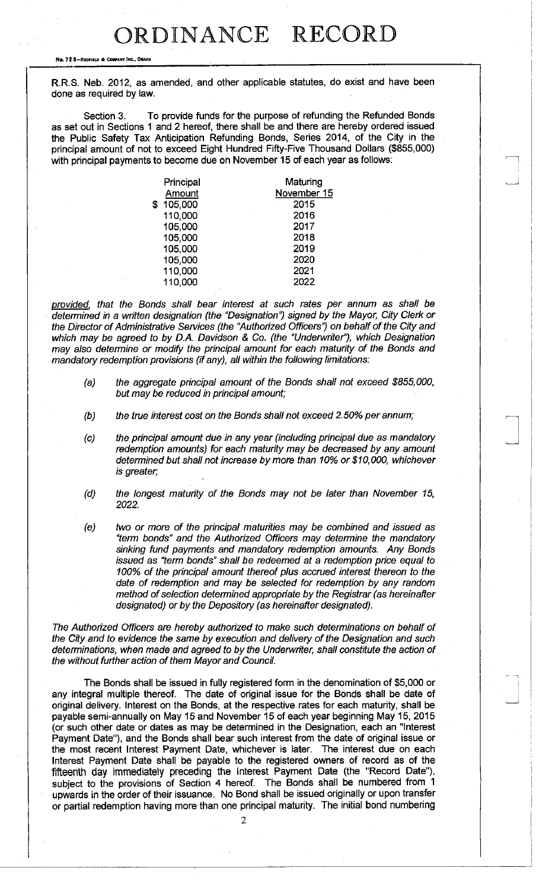R.R.S. Neb. 2012, as amended, and other applicable statutes, do exist and have been done as required by law.

Section 3. To provide funds for the purpose of refunding the Refunded Bonds as set out in Sections 1 and 2 hereof, there shall be and there are hereby ordered issued the Public Safety Tax Anticipation Refunding Bonds, Series 2014, of the City in the principal amount of not to exceed Eight Hundred Fifty-Five Thousand Dollars ($855,000) with principal payments to become due on November 15 of each year as follows:

| Principal Amount | Maturing November 15 |
|---|---|
| $ 105,000 | 2015 |
| 110,000 | 2016 |
| 105,000 | 2017 |
| 105,000 | 2018 |
| 105,000 | 2019 |
| 105,000 | 2020 |
| 110,000 | 2021 |
| 110,000 | 2022 |

*provided, that the Bonds shall bear interest at such rates per annum as shall be determined in a written designation (the "Designation") signed by the Mayor, City Clerk or the Director of Administrative Services (the "Authorized Officers") on behalf of the City and which may be agreed to by D.A. Davidson & Co. (the "Underwriter"), which Designation may also determine or modify the principal amount for each maturity of the Bonds and mandatory redemption provisions (if any), all within the following limitations:*

*(a) the aggregate principal amount of the Bonds shall not exceed $855,000, but may be reduced in principal amount;*

*(b) the true interest cost on the Bonds shall not exceed 2.50% per annum;*

*(c) the principal amount due in any year (including principal due as mandatory redemption amounts) for each maturity may be decreased by any amount determined but shall not increase by more than 10% or $10,000, whichever is greater;*

*(d) the longest maturity of the Bonds may not be later than November 15, 2022.*

*(e) two or more of the principal maturities may be combined and issued as "term bonds" and the Authorized Officers may determine the mandatory sinking fund payments and mandatory redemption amounts. Any Bonds issued as "term bonds" shall be redeemed at a redemption price equal to 100% of the principal amount thereof plus accrued interest thereon to the date of redemption and may be selected for redemption by any random method of selection determined appropriate by the Registrar (as hereinafter designated) or by the Depository (as hereinafter designated).*

*The Authorized Officers are hereby authorized to make such determinations on behalf of the City and to evidence the same by execution and delivery of the Designation and such determinations, when made and agreed to by the Underwriter, shall constitute the action of the without further action of them Mayor and Council.*

The Bonds shall be issued in fully registered form in the denomination of $5,000 or any integral multiple thereof. The date of original issue for the Bonds shall be date of original delivery. Interest on the Bonds, at the respective rates for each maturity, shall be payable semi-annually on May 15 and November 15 of each year beginning May 15, 2015 (or such other date or dates as may be determined in the Designation, each an "Interest Payment Date"), and the Bonds shall bear such interest from the date of original issue or the most recent Interest Payment Date, whichever is later. The interest due on each Interest Payment Date shall be payable to the registered owners of record as of the fifteenth day immediately preceding the Interest Payment Date (the "Record Date"), subject to the provisions of Section 4 hereof. The Bonds shall be numbered from 1 upwards in the order of their issuance. No Bond shall be issued originally or upon transfer or partial redemption having more than one principal maturity. The initial bond numbering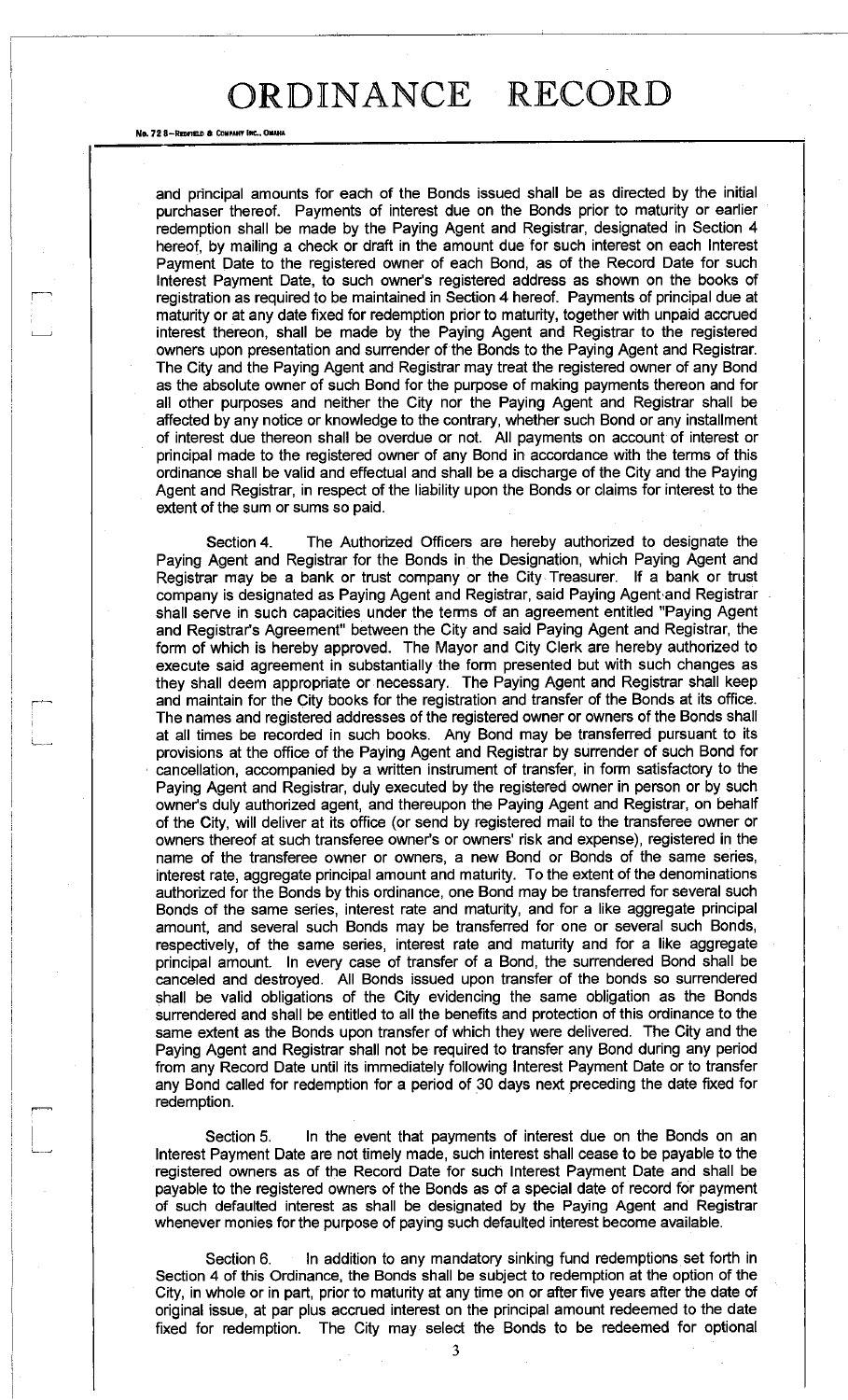and principal amounts for each of the Bonds issued shall be as directed by the initial purchaser thereof. Payments of interest due on the Bonds prior to maturity or earlier redemption shall be made by the Paying Agent and Registrar, designated in Section 4 hereof, by mailing a check or draft in the amount due for such interest on each Interest Payment Date to the registered owner of each Bond, as of the Record Date for such Interest Payment Date, to such owner's registered address as shown on the books of registration as required to be maintained in Section 4 hereof. Payments of principal due at maturity or at any date fixed for redemption prior to maturity, together with unpaid accrued interest thereon, shall be made by the Paying Agent and Registrar to the registered owners upon presentation and surrender of the Bonds to the Paying Agent and Registrar. The City and the Paying Agent and Registrar may treat the registered owner of any Bond as the absolute owner of such Bond for the purpose of making payments thereon and for all other purposes and neither the City nor the Paying Agent and Registrar shall be affected by any notice or knowledge to the contrary, whether such Bond or any installment of interest due thereon shall be overdue or not. All payments on account of interest or principal made to the registered owner of any Bond in accordance with the terms of this ordinance shall be valid and effectual and shall be a discharge of the City and the Paying Agent and Registrar, in respect of the liability upon the Bonds or claims for interest to the extent of the sum or sums so paid.

Section 4. The Authorized Officers are hereby authorized to designate the Paying Agent and Registrar for the Bonds in the Designation, which Paying Agent and Registrar may be a bank or trust company or the City Treasurer. If a bank or trust company is designated as Paying Agent and Registrar, said Paying Agent and Registrar shall serve in such capacities under the terms of an agreement entitled "Paying Agent and Registrar's Agreement" between the City and said Paying Agent and Registrar, the form of which is hereby approved. The Mayor and City Clerk are hereby authorized to execute said agreement in substantially the form presented but with such changes as they shall deem appropriate or necessary. The Paying Agent and Registrar shall keep and maintain for the City books for the registration and transfer of the Bonds at its office. The names and registered addresses of the registered owner or owners of the Bonds shall at all times be recorded in such books. Any Bond may be transferred pursuant to its provisions at the office of the Paying Agent and Registrar by surrender of such Bond for cancellation, accompanied by a written instrument of transfer, in form satisfactory to the Paying Agent and Registrar, duly executed by the registered owner in person or by such owner's duly authorized agent, and thereupon the Paying Agent and Registrar, on behalf of the City, will deliver at its office (or send by registered mail to the transferee owner or owners thereof at such transferee owner's or owners' risk and expense), registered in the name of the transferee owner or owners, a new Bond or Bonds of the same series, interest rate, aggregate principal amount and maturity. To the extent of the denominations authorized for the Bonds by this ordinance, one Bond may be transferred for several such Bonds of the same series, interest rate and maturity, and for a like aggregate principal amount, and several such Bonds may be transferred for one or several such Bonds, respectively, of the same series, interest rate and maturity and for a like aggregate principal amount. In every case of transfer of a Bond, the surrendered Bond shall be canceled and destroyed. All Bonds issued upon transfer of the bonds so surrendered shall be valid obligations of the City evidencing the same obligation as the Bonds surrendered and shall be entitled to all the benefits and protection of this ordinance to the same extent as the Bonds upon transfer of which they were delivered. The City and the Paying Agent and Registrar shall not be required to transfer any Bond during any period from any Record Date until its immediately following Interest Payment Date or to transfer any Bond called for redemption for a period of 30 days next preceding the date fixed for redemption.

Section 5. In the event that payments of interest due on the Bonds on an Interest Payment Date are not timely made, such interest shall cease to be payable to the registered owners as of the Record Date for such Interest Payment Date and shall be payable to the registered owners of the Bonds as of a special date of record for payment of such defaulted interest as shall be designated by the Paying Agent and Registrar whenever monies for the purpose of paying such defaulted interest become available.

Section 6. In addition to any mandatory sinking fund redemptions set forth in Section 4 of this Ordinance, the Bonds shall be subject to redemption at the option of the City, in whole or in part, prior to maturity at any time on or after five years after the date of original issue, at par plus accrued interest on the principal amount redeemed to the date fixed for redemption. The City may select the Bonds to be redeemed for optional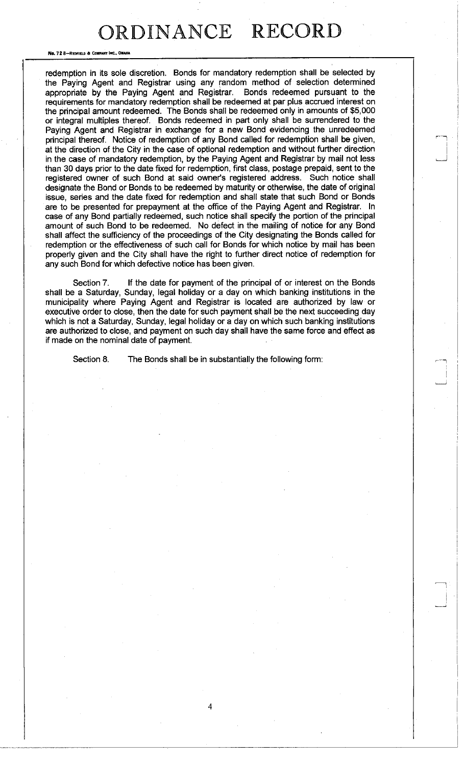redemption in its sole discretion. Bonds for mandatory redemption shall be selected by the Paying Agent and Registrar using any random method of selection determined appropriate by the Paying Agent and Registrar. Bonds redeemed pursuant to the requirements for mandatory redemption shall be redeemed at par plus accrued interest on the principal amount redeemed. The Bonds shall be redeemed only in amounts of $5,000 or integral multiples thereof. Bonds redeemed in part only shall be surrendered to the Paying Agent and Registrar in exchange for a new Bond evidencing the unredeemed principal thereof. Notice of redemption of any Bond called for redemption shall be given, at the direction of the City in the case of optional redemption and without further direction in the case of mandatory redemption, by the Paying Agent and Registrar by mail not less than 30 days prior to the date fixed for redemption, first class, postage prepaid, sent to the registered owner of such Bond at said owner's registered address. Such notice shall designate the Bond or Bonds to be redeemed by maturity or otherwise, the date of original issue, series and the date fixed for redemption and shall state that such Bond or Bonds are to be presented for prepayment at the office of the Paying Agent and Registrar. In case of any Bond partially redeemed, such notice shall specify the portion of the principal amount of such Bond to be redeemed. No defect in the mailing of notice for any Bond shall affect the sufficiency of the proceedings of the City designating the Bonds called for redemption or the effectiveness of such call for Bonds for which notice by mail has been properly given and the City shall have the right to further direct notice of redemption for any such Bond for which defective notice has been given.

Section 7. If the date for payment of the principal of or interest on the Bonds shall be a Saturday, Sunday, legal holiday or a day on which banking institutions in the municipality where Paying Agent and Registrar is located are authorized by law or executive order to close, then the date for such payment shall be the next succeeding day which is not a Saturday, Sunday, legal holiday or a day on which such banking institutions are authorized to close, and payment on such day shall have the same force and effect as if made on the nominal date of payment.

Section 8. The Bonds shall be in substantially the following form: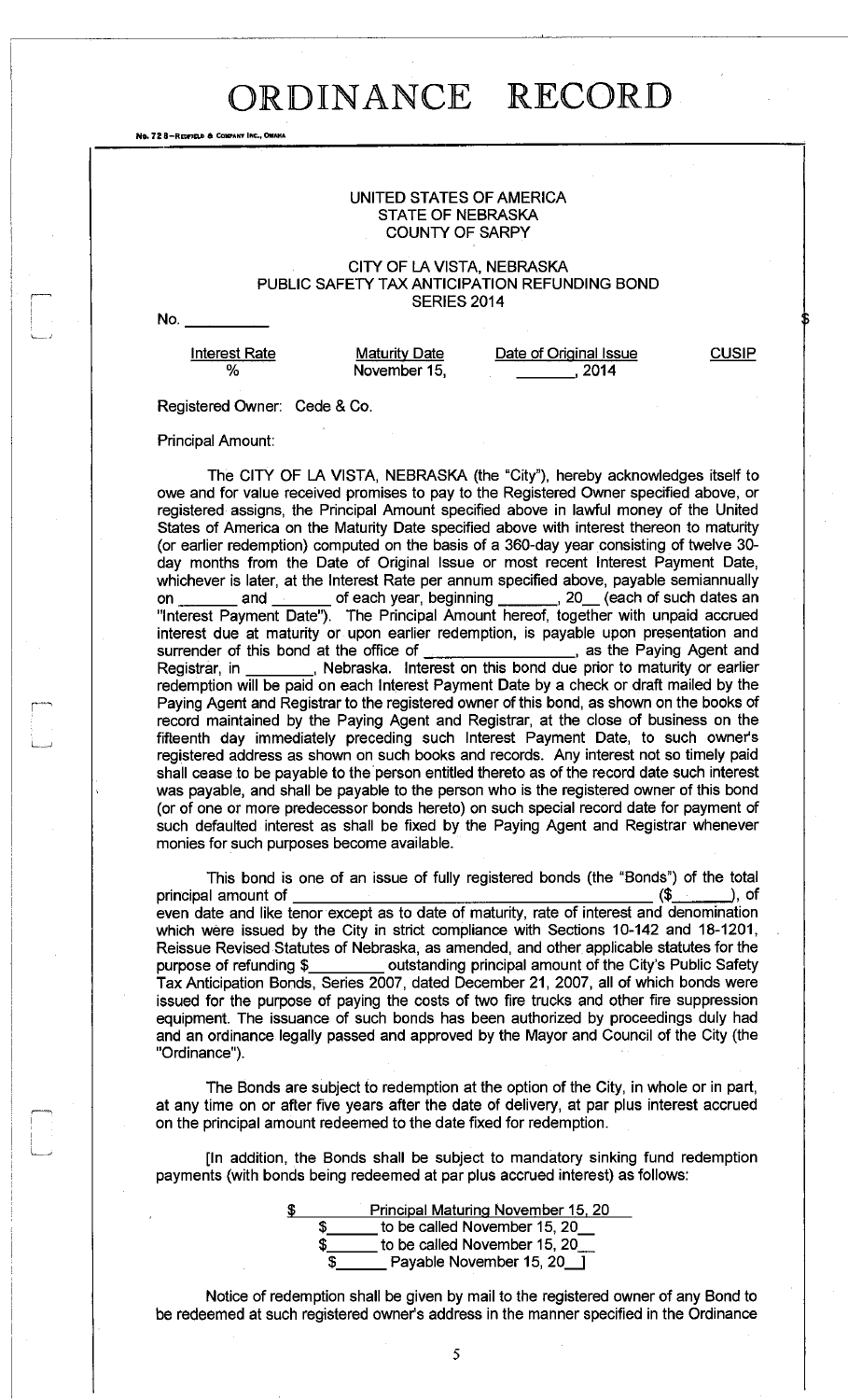# ORDINANCE RECORD

No. 72 8—REDFIELD & COMPANY INC., OMAHA

UNITED STATES OF AMERICA
STATE OF NEBRASKA
COUNTY OF SARPY

CITY OF LA VISTA, NEBRASKA
PUBLIC SAFETY TAX ANTICIPATION REFUNDING BOND
SERIES 2014

No. __________ $

| Interest Rate | Maturity Date | Date of Original Issue | CUSIP |
|---|---|---|---|
| % | November 15, | _______, 2014 | |

Registered Owner: Cede & Co.

Principal Amount:

The CITY OF LA VISTA, NEBRASKA (the "City"), hereby acknowledges itself to owe and for value received promises to pay to the Registered Owner specified above, or registered assigns, the Principal Amount specified above in lawful money of the United States of America on the Maturity Date specified above with interest thereon to maturity (or earlier redemption) computed on the basis of a 360-day year consisting of twelve 30-day months from the Date of Original Issue or most recent Interest Payment Date, whichever is later, at the Interest Rate per annum specified above, payable semiannually on _______ and _______ of each year, beginning _______, 20__ (each of such dates an "Interest Payment Date"). The Principal Amount hereof, together with unpaid accrued interest due at maturity or upon earlier redemption, is payable upon presentation and surrender of this bond at the office of _________________, as the Paying Agent and Registrar, in ________, Nebraska. Interest on this bond due prior to maturity or earlier redemption will be paid on each Interest Payment Date by a check or draft mailed by the Paying Agent and Registrar to the registered owner of this bond, as shown on the books of record maintained by the Paying Agent and Registrar, at the close of business on the fifteenth day immediately preceding such Interest Payment Date, to such owner's registered address as shown on such books and records. Any interest not so timely paid shall cease to be payable to the person entitled thereto as of the record date such interest was payable, and shall be payable to the person who is the registered owner of this bond (or of one or more predecessor bonds hereto) on such special record date for payment of such defaulted interest as shall be fixed by the Paying Agent and Registrar whenever monies for such purposes become available.

This bond is one of an issue of fully registered bonds (the "Bonds") of the total principal amount of ________________________________________ ($_______), of even date and like tenor except as to date of maturity, rate of interest and denomination which were issued by the City in strict compliance with Sections 10-142 and 18-1201, Reissue Revised Statutes of Nebraska, as amended, and other applicable statutes for the purpose of refunding $_________ outstanding principal amount of the City's Public Safety Tax Anticipation Bonds, Series 2007, dated December 21, 2007, all of which bonds were issued for the purpose of paying the costs of two fire trucks and other fire suppression equipment. The issuance of such bonds has been authorized by proceedings duly had and an ordinance legally passed and approved by the Mayor and Council of the City (the "Ordinance").

The Bonds are subject to redemption at the option of the City, in whole or in part, at any time on or after five years after the date of delivery, at par plus interest accrued on the principal amount redeemed to the date fixed for redemption.

[In addition, the Bonds shall be subject to mandatory sinking fund redemption payments (with bonds being redeemed at par plus accrued interest) as follows:

$ ______ Principal Maturing November 15, 20__
$______ to be called November 15, 20__
$______ to be called November 15, 20__
$______ Payable November 15, 20__]

Notice of redemption shall be given by mail to the registered owner of any Bond to be redeemed at such registered owner's address in the manner specified in the Ordinance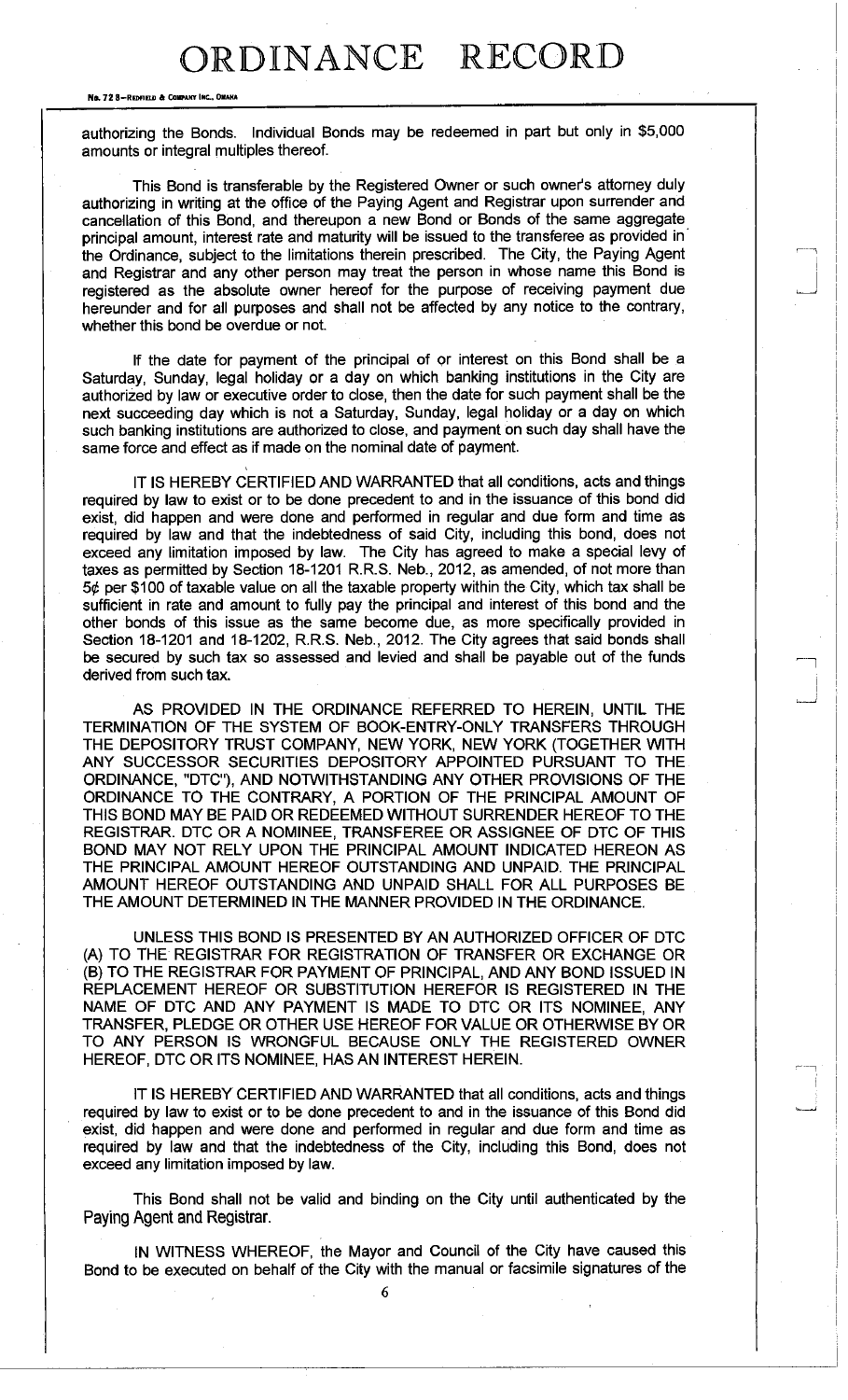authorizing the Bonds. Individual Bonds may be redeemed in part but only in $5,000 amounts or integral multiples thereof.

This Bond is transferable by the Registered Owner or such owner's attorney duly authorizing in writing at the office of the Paying Agent and Registrar upon surrender and cancellation of this Bond, and thereupon a new Bond or Bonds of the same aggregate principal amount, interest rate and maturity will be issued to the transferee as provided in the Ordinance, subject to the limitations therein prescribed. The City, the Paying Agent and Registrar and any other person may treat the person in whose name this Bond is registered as the absolute owner hereof for the purpose of receiving payment due hereunder and for all purposes and shall not be affected by any notice to the contrary, whether this bond be overdue or not.

If the date for payment of the principal of or interest on this Bond shall be a Saturday, Sunday, legal holiday or a day on which banking institutions in the City are authorized by law or executive order to close, then the date for such payment shall be the next succeeding day which is not a Saturday, Sunday, legal holiday or a day on which such banking institutions are authorized to close, and payment on such day shall have the same force and effect as if made on the nominal date of payment.

IT IS HEREBY CERTIFIED AND WARRANTED that all conditions, acts and things required by law to exist or to be done precedent to and in the issuance of this bond did exist, did happen and were done and performed in regular and due form and time as required by law and that the indebtedness of said City, including this bond, does not exceed any limitation imposed by law. The City has agreed to make a special levy of taxes as permitted by Section 18-1201 R.R.S. Neb., 2012, as amended, of not more than 5¢ per $100 of taxable value on all the taxable property within the City, which tax shall be sufficient in rate and amount to fully pay the principal and interest of this bond and the other bonds of this issue as the same become due, as more specifically provided in Section 18-1201 and 18-1202, R.R.S. Neb., 2012. The City agrees that said bonds shall be secured by such tax so assessed and levied and shall be payable out of the funds derived from such tax.

AS PROVIDED IN THE ORDINANCE REFERRED TO HEREIN, UNTIL THE TERMINATION OF THE SYSTEM OF BOOK-ENTRY-ONLY TRANSFERS THROUGH THE DEPOSITORY TRUST COMPANY, NEW YORK, NEW YORK (TOGETHER WITH ANY SUCCESSOR SECURITIES DEPOSITORY APPOINTED PURSUANT TO THE ORDINANCE, "DTC"), AND NOTWITHSTANDING ANY OTHER PROVISIONS OF THE ORDINANCE TO THE CONTRARY, A PORTION OF THE PRINCIPAL AMOUNT OF THIS BOND MAY BE PAID OR REDEEMED WITHOUT SURRENDER HEREOF TO THE REGISTRAR. DTC OR A NOMINEE, TRANSFEREE OR ASSIGNEE OF DTC OF THIS BOND MAY NOT RELY UPON THE PRINCIPAL AMOUNT INDICATED HEREON AS THE PRINCIPAL AMOUNT HEREOF OUTSTANDING AND UNPAID. THE PRINCIPAL AMOUNT HEREOF OUTSTANDING AND UNPAID SHALL FOR ALL PURPOSES BE THE AMOUNT DETERMINED IN THE MANNER PROVIDED IN THE ORDINANCE.

UNLESS THIS BOND IS PRESENTED BY AN AUTHORIZED OFFICER OF DTC (A) TO THE REGISTRAR FOR REGISTRATION OF TRANSFER OR EXCHANGE OR (B) TO THE REGISTRAR FOR PAYMENT OF PRINCIPAL, AND ANY BOND ISSUED IN REPLACEMENT HEREOF OR SUBSTITUTION HEREFOR IS REGISTERED IN THE NAME OF DTC AND ANY PAYMENT IS MADE TO DTC OR ITS NOMINEE, ANY TRANSFER, PLEDGE OR OTHER USE HEREOF FOR VALUE OR OTHERWISE BY OR TO ANY PERSON IS WRONGFUL BECAUSE ONLY THE REGISTERED OWNER HEREOF, DTC OR ITS NOMINEE, HAS AN INTEREST HEREIN.

IT IS HEREBY CERTIFIED AND WARRANTED that all conditions, acts and things required by law to exist or to be done precedent to and in the issuance of this Bond did exist, did happen and were done and performed in regular and due form and time as required by law and that the indebtedness of the City, including this Bond, does not exceed any limitation imposed by law.

This Bond shall not be valid and binding on the City until authenticated by the Paying Agent and Registrar.

IN WITNESS WHEREOF, the Mayor and Council of the City have caused this Bond to be executed on behalf of the City with the manual or facsimile signatures of the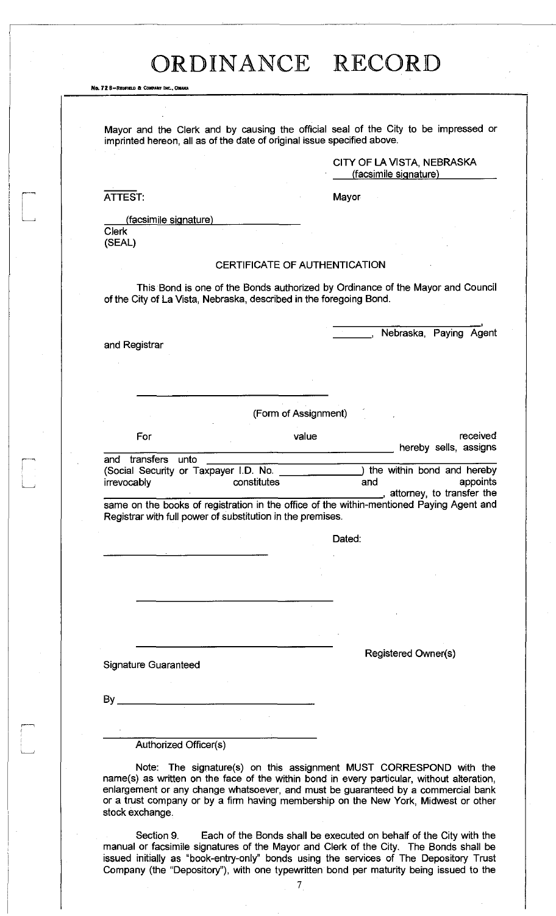# ORDINANCE RECORD

Mayor and the Clerk and by causing the official seal of the City to be impressed or imprinted hereon, all as of the date of original issue specified above.

CITY OF LA VISTA, NEBRASKA
(facsimile signature)
Mayor

ATTEST:

(facsimile signature)
Clerk
(SEAL)

CERTIFICATE OF AUTHENTICATION

This Bond is one of the Bonds authorized by Ordinance of the Mayor and Council of the City of La Vista, Nebraska, described in the foregoing Bond.

______________________________,
________, Nebraska, Paying Agent and Registrar

______________________________

(Form of Assignment)

For value received ______________________________ hereby sells, assigns and transfers unto ______________________________ (Social Security or Taxpayer I.D. No. ______________) the within bond and hereby irrevocably constitutes and appoints ______________________________, attorney, to transfer the same on the books of registration in the office of the within-mentioned Paying Agent and Registrar with full power of substitution in the premises.

Dated:

______________________________

______________________________

______________________________

Registered Owner(s)

Signature Guaranteed

By ______________________________

______________________________
Authorized Officer(s)

Note: The signature(s) on this assignment MUST CORRESPOND with the name(s) as written on the face of the within bond in every particular, without alteration, enlargement or any change whatsoever, and must be guaranteed by a commercial bank or a trust company or by a firm having membership on the New York, Midwest or other stock exchange.

Section 9. Each of the Bonds shall be executed on behalf of the City with the manual or facsimile signatures of the Mayor and Clerk of the City. The Bonds shall be issued initially as "book-entry-only" bonds using the services of The Depository Trust Company (the "Depository"), with one typewritten bond per maturity being issued to the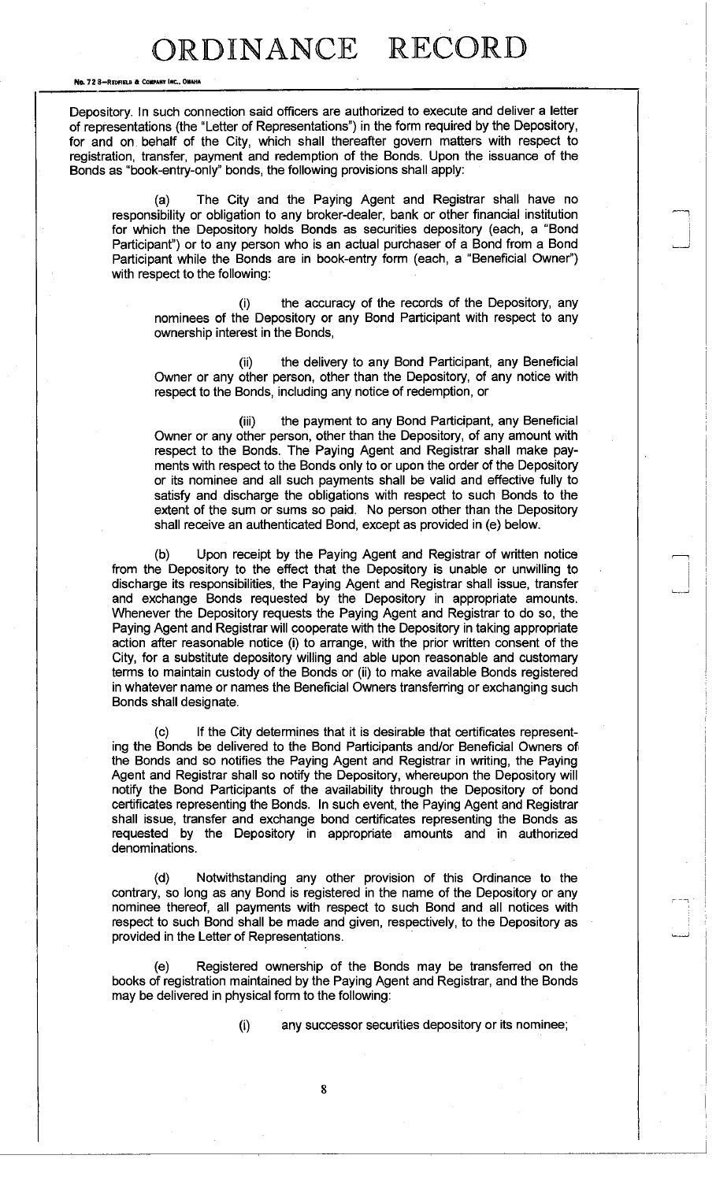Depository. In such connection said officers are authorized to execute and deliver a letter of representations (the "Letter of Representations") in the form required by the Depository, for and on behalf of the City, which shall thereafter govern matters with respect to registration, transfer, payment and redemption of the Bonds. Upon the issuance of the Bonds as "book-entry-only" bonds, the following provisions shall apply:

(a) The City and the Paying Agent and Registrar shall have no responsibility or obligation to any broker-dealer, bank or other financial institution for which the Depository holds Bonds as securities depository (each, a "Bond Participant") or to any person who is an actual purchaser of a Bond from a Bond Participant while the Bonds are in book-entry form (each, a "Beneficial Owner") with respect to the following:

(i) the accuracy of the records of the Depository, any nominees of the Depository or any Bond Participant with respect to any ownership interest in the Bonds,

(ii) the delivery to any Bond Participant, any Beneficial Owner or any other person, other than the Depository, of any notice with respect to the Bonds, including any notice of redemption, or

(iii) the payment to any Bond Participant, any Beneficial Owner or any other person, other than the Depository, of any amount with respect to the Bonds. The Paying Agent and Registrar shall make payments with respect to the Bonds only to or upon the order of the Depository or its nominee and all such payments shall be valid and effective fully to satisfy and discharge the obligations with respect to such Bonds to the extent of the sum or sums so paid. No person other than the Depository shall receive an authenticated Bond, except as provided in (e) below.

(b) Upon receipt by the Paying Agent and Registrar of written notice from the Depository to the effect that the Depository is unable or unwilling to discharge its responsibilities, the Paying Agent and Registrar shall issue, transfer and exchange Bonds requested by the Depository in appropriate amounts. Whenever the Depository requests the Paying Agent and Registrar to do so, the Paying Agent and Registrar will cooperate with the Depository in taking appropriate action after reasonable notice (i) to arrange, with the prior written consent of the City, for a substitute depository willing and able upon reasonable and customary terms to maintain custody of the Bonds or (ii) to make available Bonds registered in whatever name or names the Beneficial Owners transferring or exchanging such Bonds shall designate.

(c) If the City determines that it is desirable that certificates representing the Bonds be delivered to the Bond Participants and/or Beneficial Owners of the Bonds and so notifies the Paying Agent and Registrar in writing, the Paying Agent and Registrar shall so notify the Depository, whereupon the Depository will notify the Bond Participants of the availability through the Depository of bond certificates representing the Bonds. In such event, the Paying Agent and Registrar shall issue, transfer and exchange bond certificates representing the Bonds as requested by the Depository in appropriate amounts and in authorized denominations.

(d) Notwithstanding any other provision of this Ordinance to the contrary, so long as any Bond is registered in the name of the Depository or any nominee thereof, all payments with respect to such Bond and all notices with respect to such Bond shall be made and given, respectively, to the Depository as provided in the Letter of Representations.

(e) Registered ownership of the Bonds may be transferred on the books of registration maintained by the Paying Agent and Registrar, and the Bonds may be delivered in physical form to the following:

(i) any successor securities depository or its nominee;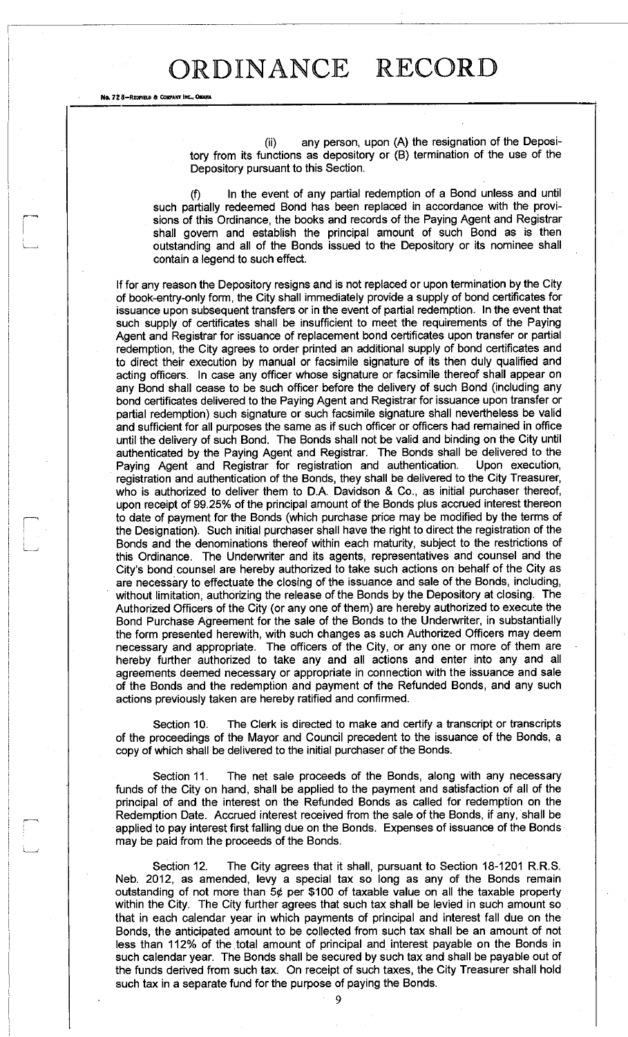(ii) any person, upon (A) the resignation of the Depository from its functions as depository or (B) termination of the use of the Depository pursuant to this Section.

(f) In the event of any partial redemption of a Bond unless and until such partially redeemed Bond has been replaced in accordance with the provisions of this Ordinance, the books and records of the Paying Agent and Registrar shall govern and establish the principal amount of such Bond as is then outstanding and all of the Bonds issued to the Depository or its nominee shall contain a legend to such effect.

If for any reason the Depository resigns and is not replaced or upon termination by the City of book-entry-only form, the City shall immediately provide a supply of bond certificates for issuance upon subsequent transfers or in the event of partial redemption. In the event that such supply of certificates shall be insufficient to meet the requirements of the Paying Agent and Registrar for issuance of replacement bond certificates upon transfer or partial redemption, the City agrees to order printed an additional supply of bond certificates and to direct their execution by manual or facsimile signature of its then duly qualified and acting officers. In case any officer whose signature or facsimile thereof shall appear on any Bond shall cease to be such officer before the delivery of such Bond (including any bond certificates delivered to the Paying Agent and Registrar for issuance upon transfer or partial redemption) such signature or such facsimile signature shall nevertheless be valid and sufficient for all purposes the same as if such officer or officers had remained in office until the delivery of such Bond. The Bonds shall not be valid and binding on the City until authenticated by the Paying Agent and Registrar. The Bonds shall be delivered to the Paying Agent and Registrar for registration and authentication. Upon execution, registration and authentication of the Bonds, they shall be delivered to the City Treasurer, who is authorized to deliver them to D.A. Davidson & Co., as initial purchaser thereof, upon receipt of 99.25% of the principal amount of the Bonds plus accrued interest thereon to date of payment for the Bonds (which purchase price may be modified by the terms of the Designation). Such initial purchaser shall have the right to direct the registration of the Bonds and the denominations thereof within each maturity, subject to the restrictions of this Ordinance. The Underwriter and its agents, representatives and counsel and the City's bond counsel are hereby authorized to take such actions on behalf of the City as are necessary to effectuate the closing of the issuance and sale of the Bonds, including, without limitation, authorizing the release of the Bonds by the Depository at closing. The Authorized Officers of the City (or any one of them) are hereby authorized to execute the Bond Purchase Agreement for the sale of the Bonds to the Underwriter, in substantially the form presented herewith, with such changes as such Authorized Officers may deem necessary and appropriate. The officers of the City, or any one or more of them are hereby further authorized to take any and all actions and enter into any and all agreements deemed necessary or appropriate in connection with the issuance and sale of the Bonds and the redemption and payment of the Refunded Bonds, and any such actions previously taken are hereby ratified and confirmed.

Section 10. The Clerk is directed to make and certify a transcript or transcripts of the proceedings of the Mayor and Council precedent to the issuance of the Bonds, a copy of which shall be delivered to the initial purchaser of the Bonds.

Section 11. The net sale proceeds of the Bonds, along with any necessary funds of the City on hand, shall be applied to the payment and satisfaction of all of the principal of and the interest on the Refunded Bonds as called for redemption on the Redemption Date. Accrued interest received from the sale of the Bonds, if any, shall be applied to pay interest first falling due on the Bonds. Expenses of issuance of the Bonds may be paid from the proceeds of the Bonds.

Section 12. The City agrees that it shall, pursuant to Section 18-1201 R.R.S. Neb. 2012, as amended, levy a special tax so long as any of the Bonds remain outstanding of not more than 5¢ per $100 of taxable value on all the taxable property within the City. The City further agrees that such tax shall be levied in such amount so that in each calendar year in which payments of principal and interest fall due on the Bonds, the anticipated amount to be collected from such tax shall be an amount of not less than 112% of the total amount of principal and interest payable on the Bonds in such calendar year. The Bonds shall be secured by such tax and shall be payable out of the funds derived from such tax. On receipt of such taxes, the City Treasurer shall hold such tax in a separate fund for the purpose of paying the Bonds.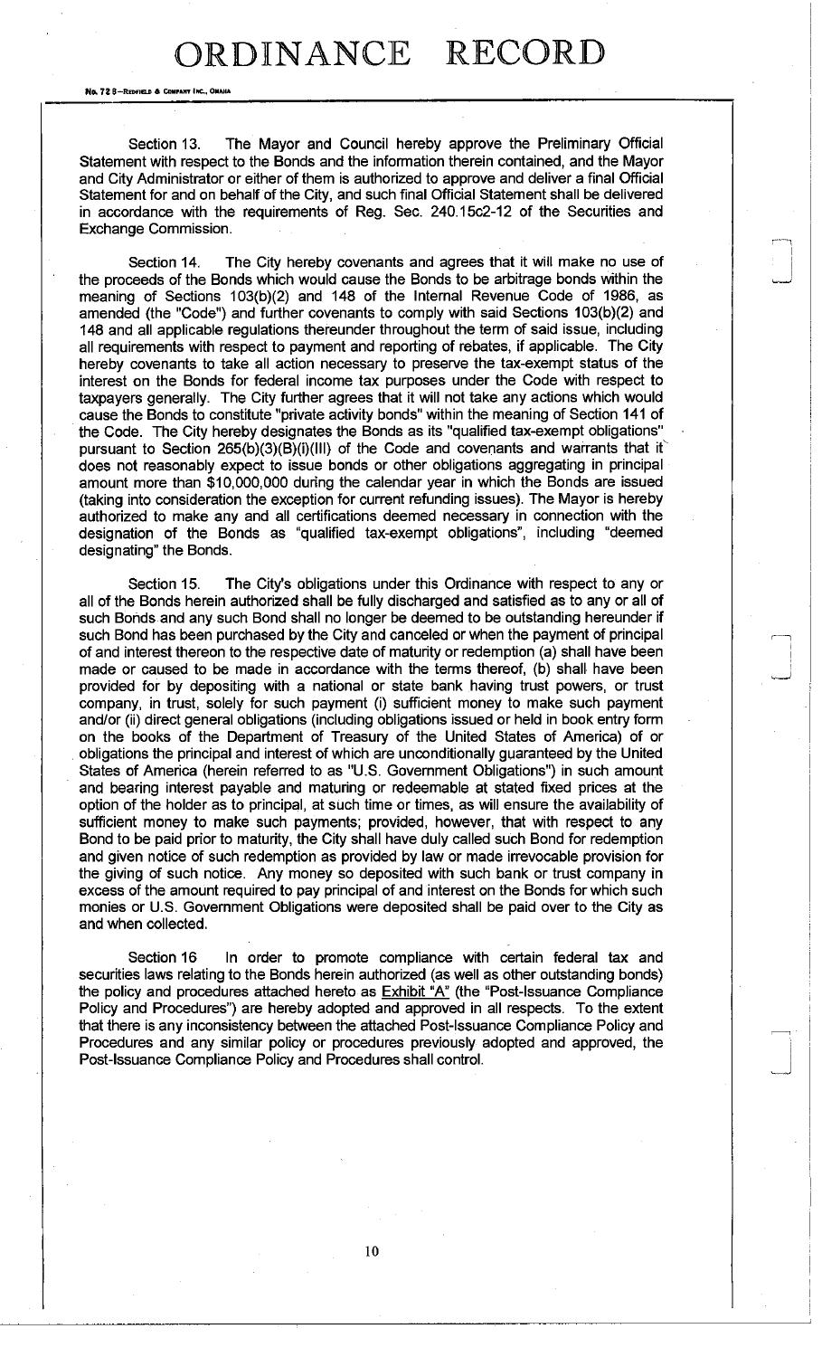Section 13. The Mayor and Council hereby approve the Preliminary Official Statement with respect to the Bonds and the information therein contained, and the Mayor and City Administrator or either of them is authorized to approve and deliver a final Official Statement for and on behalf of the City, and such final Official Statement shall be delivered in accordance with the requirements of Reg. Sec. 240.15c2-12 of the Securities and Exchange Commission.

Section 14. The City hereby covenants and agrees that it will make no use of the proceeds of the Bonds which would cause the Bonds to be arbitrage bonds within the meaning of Sections 103(b)(2) and 148 of the Internal Revenue Code of 1986, as amended (the "Code") and further covenants to comply with said Sections 103(b)(2) and 148 and all applicable regulations thereunder throughout the term of said issue, including all requirements with respect to payment and reporting of rebates, if applicable. The City hereby covenants to take all action necessary to preserve the tax-exempt status of the interest on the Bonds for federal income tax purposes under the Code with respect to taxpayers generally. The City further agrees that it will not take any actions which would cause the Bonds to constitute "private activity bonds" within the meaning of Section 141 of the Code. The City hereby designates the Bonds as its "qualified tax-exempt obligations" pursuant to Section 265(b)(3)(B)(i)(III) of the Code and covenants and warrants that it does not reasonably expect to issue bonds or other obligations aggregating in principal amount more than $10,000,000 during the calendar year in which the Bonds are issued (taking into consideration the exception for current refunding issues). The Mayor is hereby authorized to make any and all certifications deemed necessary in connection with the designation of the Bonds as "qualified tax-exempt obligations", including "deemed designating" the Bonds.

Section 15. The City's obligations under this Ordinance with respect to any or all of the Bonds herein authorized shall be fully discharged and satisfied as to any or all of such Bonds and any such Bond shall no longer be deemed to be outstanding hereunder if such Bond has been purchased by the City and canceled or when the payment of principal of and interest thereon to the respective date of maturity or redemption (a) shall have been made or caused to be made in accordance with the terms thereof, (b) shall have been provided for by depositing with a national or state bank having trust powers, or trust company, in trust, solely for such payment (i) sufficient money to make such payment and/or (ii) direct general obligations (including obligations issued or held in book entry form on the books of the Department of Treasury of the United States of America) of or obligations the principal and interest of which are unconditionally guaranteed by the United States of America (herein referred to as "U.S. Government Obligations") in such amount and bearing interest payable and maturing or redeemable at stated fixed prices at the option of the holder as to principal, at such time or times, as will ensure the availability of sufficient money to make such payments; provided, however, that with respect to any Bond to be paid prior to maturity, the City shall have duly called such Bond for redemption and given notice of such redemption as provided by law or made irrevocable provision for the giving of such notice. Any money so deposited with such bank or trust company in excess of the amount required to pay principal of and interest on the Bonds for which such monies or U.S. Government Obligations were deposited shall be paid over to the City as and when collected.

Section 16 In order to promote compliance with certain federal tax and securities laws relating to the Bonds herein authorized (as well as other outstanding bonds) the policy and procedures attached hereto as Exhibit "A" (the "Post-Issuance Compliance Policy and Procedures") are hereby adopted and approved in all respects. To the extent that there is any inconsistency between the attached Post-Issuance Compliance Policy and Procedures and any similar policy or procedures previously adopted and approved, the Post-Issuance Compliance Policy and Procedures shall control.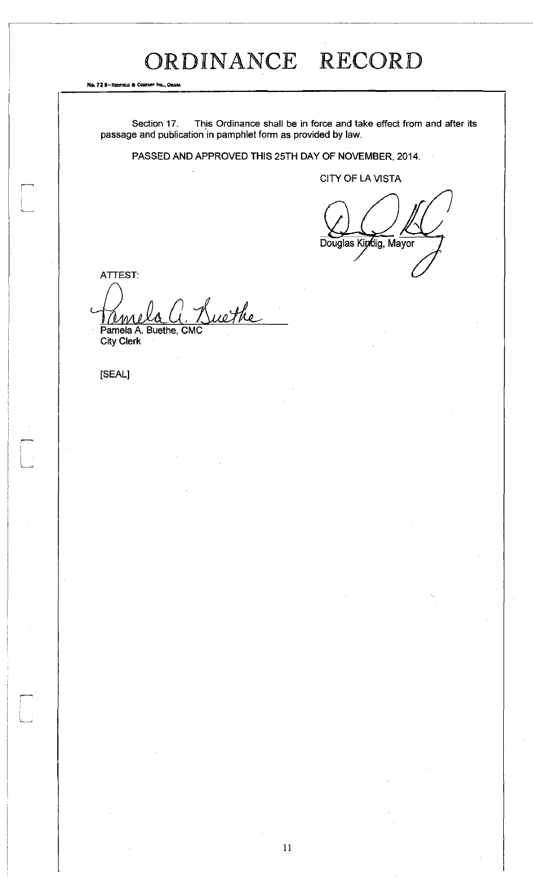# ORDINANCE RECORD

No. 72 8—Redfield & Company Inc., Omaha

Section 17. This Ordinance shall be in force and take effect from and after its passage and publication in pamphlet form as provided by law.

PASSED AND APPROVED THIS 25TH DAY OF NOVEMBER, 2014.

CITY OF LA VISTA

Douglas Kindig, Mayor

ATTEST:

Pamela A. Buethe, CMC
City Clerk

[SEAL]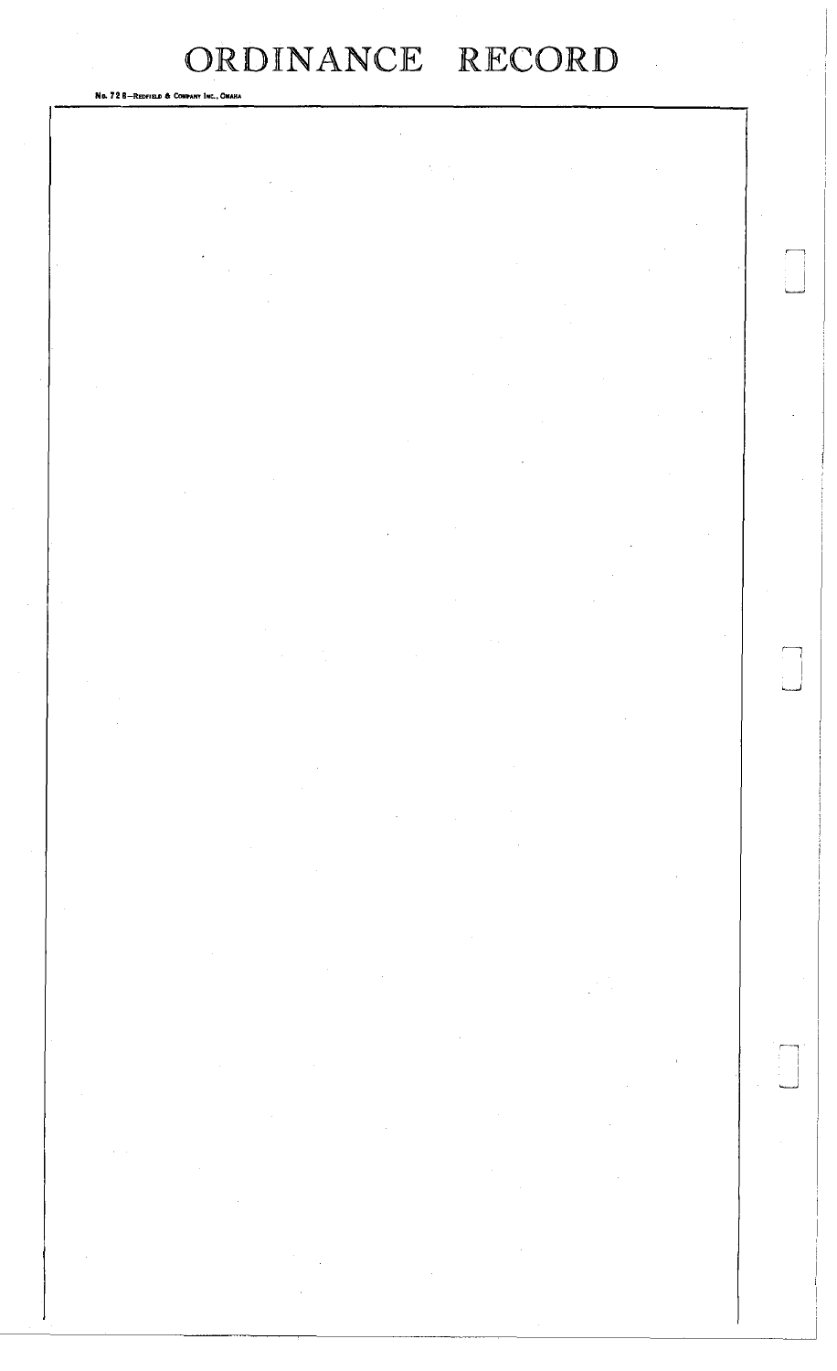# ORDINANCE RECORD

No. 728—Redfield & Company Inc., Omaha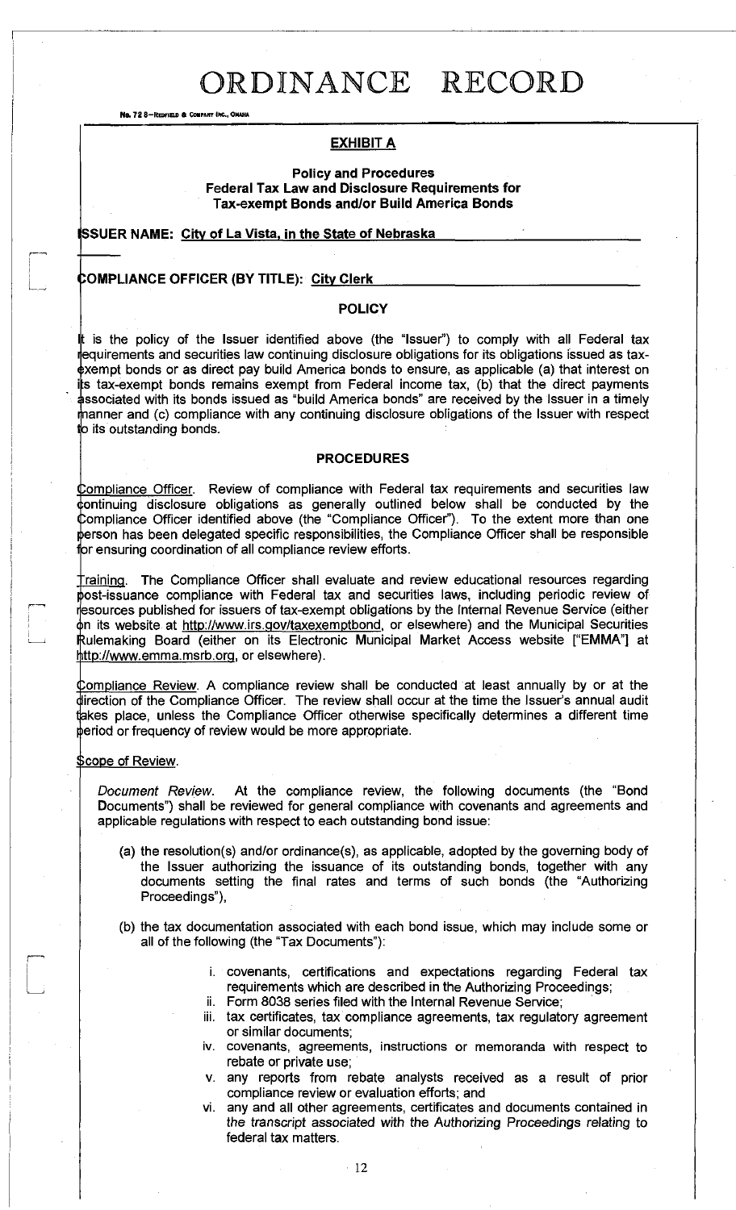# ORDINANCE RECORD

No. 72 8—REDFIELD & COMPANY INC., OMAHA

## EXHIBIT A

### Policy and Procedures
### Federal Tax Law and Disclosure Requirements for
### Tax-exempt Bonds and/or Build America Bonds

**ISSUER NAME: City of La Vista, in the State of Nebraska**

**COMPLIANCE OFFICER (BY TITLE): City Clerk**

### POLICY

It is the policy of the Issuer identified above (the "Issuer") to comply with all Federal tax requirements and securities law continuing disclosure obligations for its obligations issued as tax-exempt bonds or as direct pay build America bonds to ensure, as applicable (a) that interest on its tax-exempt bonds remains exempt from Federal income tax, (b) that the direct payments associated with its bonds issued as "build America bonds" are received by the Issuer in a timely manner and (c) compliance with any continuing disclosure obligations of the Issuer with respect to its outstanding bonds.

### PROCEDURES

Compliance Officer. Review of compliance with Federal tax requirements and securities law continuing disclosure obligations as generally outlined below shall be conducted by the Compliance Officer identified above (the "Compliance Officer"). To the extent more than one person has been delegated specific responsibilities, the Compliance Officer shall be responsible for ensuring coordination of all compliance review efforts.

Training. The Compliance Officer shall evaluate and review educational resources regarding post-issuance compliance with Federal tax and securities laws, including periodic review of resources published for issuers of tax-exempt obligations by the Internal Revenue Service (either on its website at http://www.irs.gov/taxexemptbond, or elsewhere) and the Municipal Securities Rulemaking Board (either on its Electronic Municipal Market Access website ["EMMA"] at http://www.emma.msrb.org, or elsewhere).

Compliance Review. A compliance review shall be conducted at least annually by or at the direction of the Compliance Officer. The review shall occur at the time the Issuer's annual audit takes place, unless the Compliance Officer otherwise specifically determines a different time period or frequency of review would be more appropriate.

Scope of Review.

*Document Review.* At the compliance review, the following documents (the "Bond Documents") shall be reviewed for general compliance with covenants and agreements and applicable regulations with respect to each outstanding bond issue:

(a) the resolution(s) and/or ordinance(s), as applicable, adopted by the governing body of the Issuer authorizing the issuance of its outstanding bonds, together with any documents setting the final rates and terms of such bonds (the "Authorizing Proceedings"),

(b) the tax documentation associated with each bond issue, which may include some or all of the following (the "Tax Documents"):

i. covenants, certifications and expectations regarding Federal tax requirements which are described in the Authorizing Proceedings;
ii. Form 8038 series filed with the Internal Revenue Service;
iii. tax certificates, tax compliance agreements, tax regulatory agreement or similar documents;
iv. covenants, agreements, instructions or memoranda with respect to rebate or private use;
v. any reports from rebate analysts received as a result of prior compliance review or evaluation efforts; and
vi. any and all other agreements, certificates and documents contained in the transcript associated with the Authorizing Proceedings relating to federal tax matters.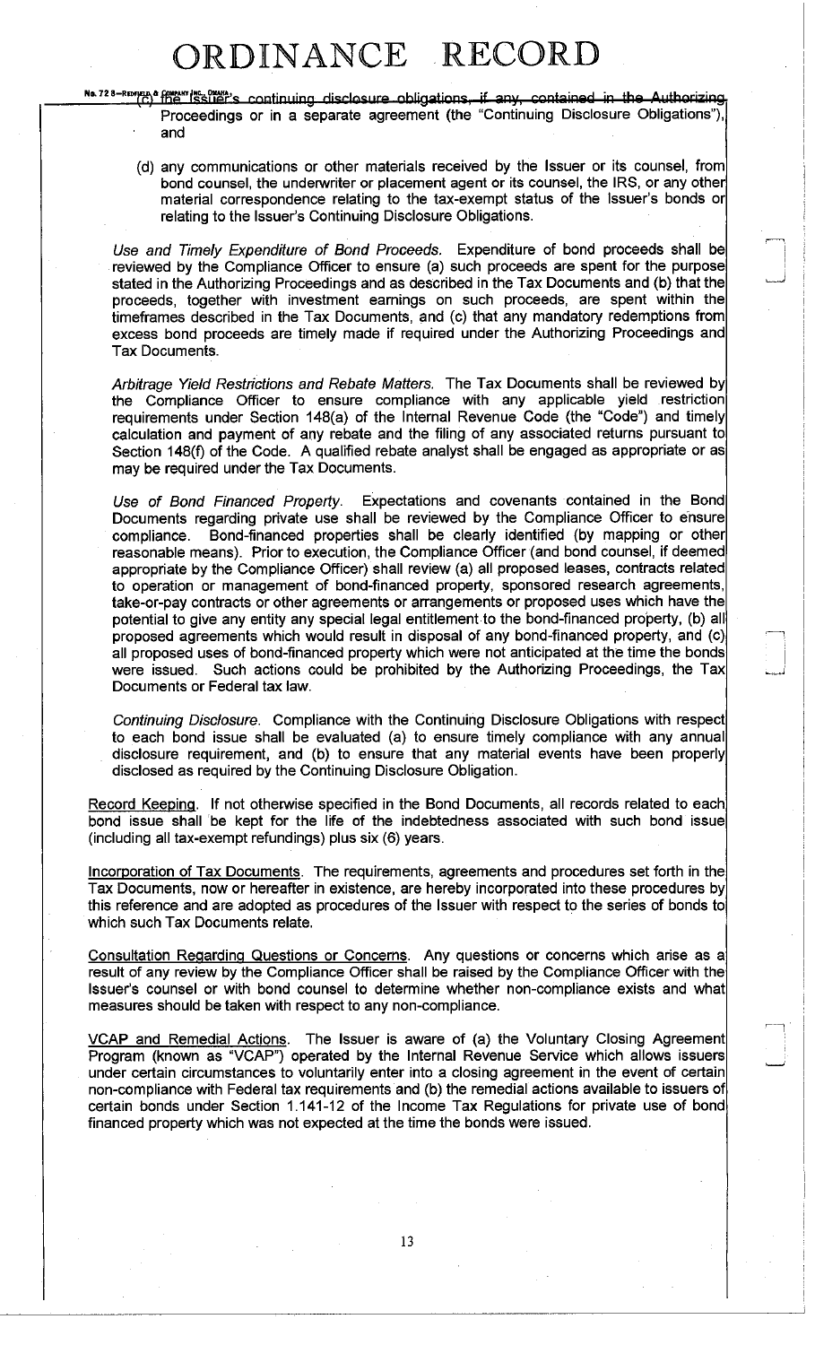(c) the Issuer's continuing disclosure obligations, if any, contained in the Authorizing Proceedings or in a separate agreement (the "Continuing Disclosure Obligations"), and

(d) any communications or other materials received by the Issuer or its counsel, from bond counsel, the underwriter or placement agent or its counsel, the IRS, or any other material correspondence relating to the tax-exempt status of the Issuer's bonds or relating to the Issuer's Continuing Disclosure Obligations.

*Use and Timely Expenditure of Bond Proceeds.* Expenditure of bond proceeds shall be reviewed by the Compliance Officer to ensure (a) such proceeds are spent for the purpose stated in the Authorizing Proceedings and as described in the Tax Documents and (b) that the proceeds, together with investment earnings on such proceeds, are spent within the timeframes described in the Tax Documents, and (c) that any mandatory redemptions from excess bond proceeds are timely made if required under the Authorizing Proceedings and Tax Documents.

*Arbitrage Yield Restrictions and Rebate Matters.* The Tax Documents shall be reviewed by the Compliance Officer to ensure compliance with any applicable yield restriction requirements under Section 148(a) of the Internal Revenue Code (the "Code") and timely calculation and payment of any rebate and the filing of any associated returns pursuant to Section 148(f) of the Code. A qualified rebate analyst shall be engaged as appropriate or as may be required under the Tax Documents.

*Use of Bond Financed Property.* Expectations and covenants contained in the Bond Documents regarding private use shall be reviewed by the Compliance Officer to ensure compliance. Bond-financed properties shall be clearly identified (by mapping or other reasonable means). Prior to execution, the Compliance Officer (and bond counsel, if deemed appropriate by the Compliance Officer) shall review (a) all proposed leases, contracts related to operation or management of bond-financed property, sponsored research agreements, take-or-pay contracts or other agreements or arrangements or proposed uses which have the potential to give any entity any special legal entitlement to the bond-financed property, (b) all proposed agreements which would result in disposal of any bond-financed property, and (c) all proposed uses of bond-financed property which were not anticipated at the time the bonds were issued. Such actions could be prohibited by the Authorizing Proceedings, the Tax Documents or Federal tax law.

*Continuing Disclosure.* Compliance with the Continuing Disclosure Obligations with respect to each bond issue shall be evaluated (a) to ensure timely compliance with any annual disclosure requirement, and (b) to ensure that any material events have been properly disclosed as required by the Continuing Disclosure Obligation.

Record Keeping. If not otherwise specified in the Bond Documents, all records related to each bond issue shall be kept for the life of the indebtedness associated with such bond issue (including all tax-exempt refundings) plus six (6) years.

Incorporation of Tax Documents. The requirements, agreements and procedures set forth in the Tax Documents, now or hereafter in existence, are hereby incorporated into these procedures by this reference and are adopted as procedures of the Issuer with respect to the series of bonds to which such Tax Documents relate.

Consultation Regarding Questions or Concerns. Any questions or concerns which arise as a result of any review by the Compliance Officer shall be raised by the Compliance Officer with the Issuer's counsel or with bond counsel to determine whether non-compliance exists and what measures should be taken with respect to any non-compliance.

VCAP and Remedial Actions. The Issuer is aware of (a) the Voluntary Closing Agreement Program (known as "VCAP") operated by the Internal Revenue Service which allows issuers under certain circumstances to voluntarily enter into a closing agreement in the event of certain non-compliance with Federal tax requirements and (b) the remedial actions available to issuers of certain bonds under Section 1.141-12 of the Income Tax Regulations for private use of bond financed property which was not expected at the time the bonds were issued.